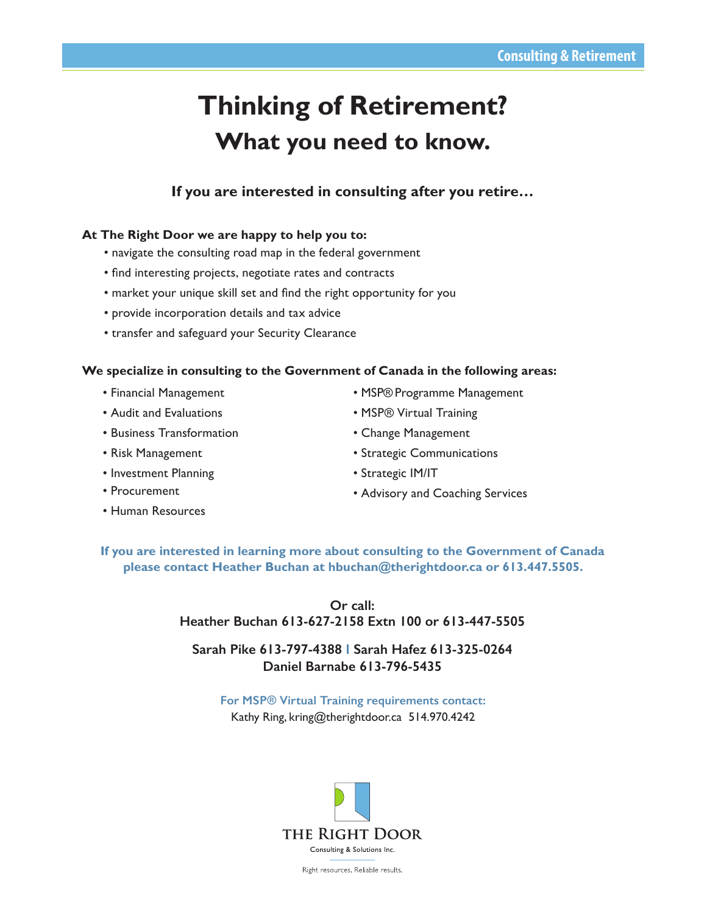Consulting & Retirement

# Thinking of Retirement?

## What you need to know.

### If you are interested in consulting after you retire…

**At The Right Door we are happy to help you to:**

- navigate the consulting road map in the federal government
- find interesting projects, negotiate rates and contracts
- market your unique skill set and find the right opportunity for you
- provide incorporation details and tax advice
- transfer and safeguard your Security Clearance

**We specialize in consulting to the Government of Canada in the following areas:**

- Financial Management
- Audit and Evaluations
- Business Transformation
- Risk Management
- Investment Planning
- Procurement
- Human Resources
- MSP® Programme Management
- MSP® Virtual Training
- Change Management
- Strategic Communications
- Strategic IM/IT
- Advisory and Coaching Services

**If you are interested in learning more about consulting to the Government of Canada please contact Heather Buchan at hbuchan@therightdoor.ca or 613.447.5505.**

**Or call:**
**Heather Buchan 613-627-2158 Extn 100 or 613-447-5505**

**Sarah Pike 613-797-4388 | Sarah Hafez 613-325-0264**
**Daniel Barnabe 613-796-5435**

**For MSP® Virtual Training requirements contact:**
Kathy Ring, kring@therightdoor.ca 514.970.4242

THE RIGHT DOOR
Consulting & Solutions Inc.

Right resources. Reliable results.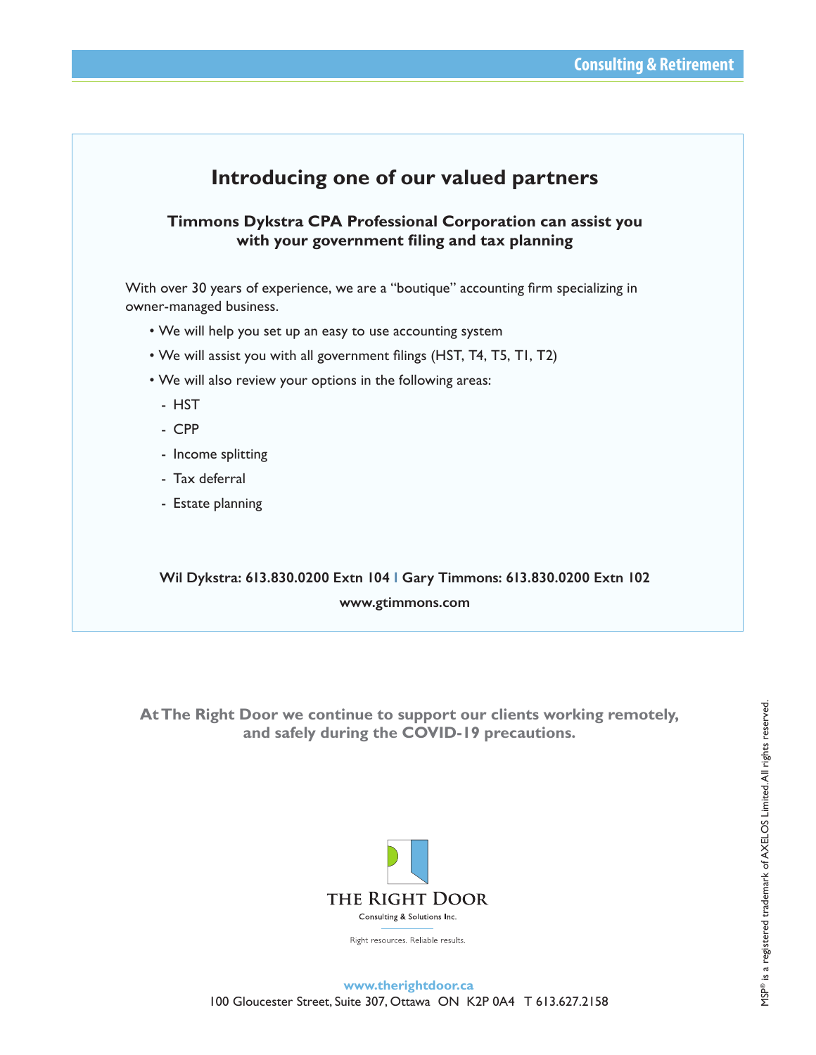Consulting & Retirement

## Introducing one of our valued partners

### Timmons Dykstra CPA Professional Corporation can assist you with your government filing and tax planning

With over 30 years of experience, we are a "boutique" accounting firm specializing in owner-managed business.

- We will help you set up an easy to use accounting system
- We will assist you with all government filings (HST, T4, T5, T1, T2)
- We will also review your options in the following areas:
  - HST
  - CPP
  - Income splitting
  - Tax deferral
  - Estate planning

**Wil Dykstra: 613.830.0200 Extn 104 | Gary Timmons: 613.830.0200 Extn 102**

**www.gtimmons.com**

**At The Right Door we continue to support our clients working remotely, and safely during the COVID-19 precautions.**

THE RIGHT DOOR

Consulting & Solutions Inc.

Right resources. Reliable results.

**www.therightdoor.ca**

100 Gloucester Street, Suite 307, Ottawa ON K2P 0A4 T 613.627.2158

MSP® is a registered trademark of AXELOS Limited. All rights reserved.